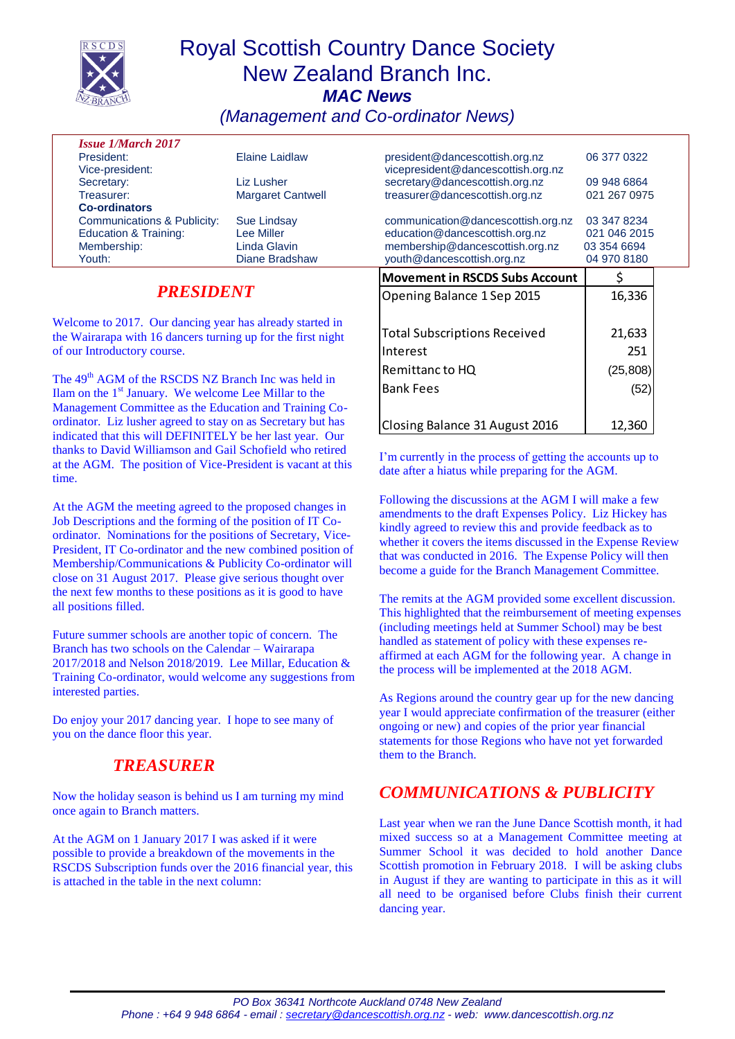# Royal Scottish Country Dance Society New Zealand Branch Inc.

## *MAC News*

*(Management and Co-ordinator News)*

***Issue 1/March 2017***

| | | | |
|---|---|---|---|
| President: | Elaine Laidlaw | president@dancescottish.org.nz | 06 377 0322 |
| Vice-president: | | vicepresident@dancescottish.org.nz | |
| Secretary: | Liz Lusher | secretary@dancescottish.org.nz | 09 948 6864 |
| Treasurer: | Margaret Cantwell | treasurer@dancescottish.org.nz | 021 267 0975 |
| **Co-ordinators** | | | |
| Communications & Publicity: | Sue Lindsay | communication@dancescottish.org.nz | 03 347 8234 |
| Education & Training: | Lee Miller | education@dancescottish.org.nz | 021 046 2015 |
| Membership: | Linda Glavin | membership@dancescottish.org.nz | 03 354 6694 |
| Youth: | Diane Bradshaw | youth@dancescottish.org.nz | 04 970 8180 |

## *PRESIDENT*

Welcome to 2017. Our dancing year has already started in the Wairarapa with 16 dancers turning up for the first night of our Introductory course.

The 49th AGM of the RSCDS NZ Branch Inc was held in Ilam on the 1st January. We welcome Lee Millar to the Management Committee as the Education and Training Co-ordinator. Liz lusher agreed to stay on as Secretary but has indicated that this will DEFINITELY be her last year. Our thanks to David Williamson and Gail Schofield who retired at the AGM. The position of Vice-President is vacant at this time.

At the AGM the meeting agreed to the proposed changes in Job Descriptions and the forming of the position of IT Co-ordinator. Nominations for the positions of Secretary, Vice-President, IT Co-ordinator and the new combined position of Membership/Communications & Publicity Co-ordinator will close on 31 August 2017. Please give serious thought over the next few months to these positions as it is good to have all positions filled.

Future summer schools are another topic of concern. The Branch has two schools on the Calendar – Wairarapa 2017/2018 and Nelson 2018/2019. Lee Millar, Education & Training Co-ordinator, would welcome any suggestions from interested parties.

Do enjoy your 2017 dancing year. I hope to see many of you on the dance floor this year.

## *TREASURER*

Now the holiday season is behind us I am turning my mind once again to Branch matters.

At the AGM on 1 January 2017 I was asked if it were possible to provide a breakdown of the movements in the RSCDS Subscription funds over the 2016 financial year, this is attached in the table in the next column:

| Movement in RSCDS Subs Account | $ |
|---|---|
| Opening Balance 1 Sep 2015 | 16,336 |
| Total Subscriptions Received | 21,633 |
| Interest | 251 |
| Remittance to HQ | (25,808) |
| Bank Fees | (52) |
| Closing Balance 31 August 2016 | 12,360 |

I'm currently in the process of getting the accounts up to date after a hiatus while preparing for the AGM.

Following the discussions at the AGM I will make a few amendments to the draft Expenses Policy. Liz Hickey has kindly agreed to review this and provide feedback as to whether it covers the items discussed in the Expense Review that was conducted in 2016. The Expense Policy will then become a guide for the Branch Management Committee.

The remits at the AGM provided some excellent discussion. This highlighted that the reimbursement of meeting expenses (including meetings held at Summer School) may be best handled as statement of policy with these expenses re-affirmed at each AGM for the following year. A change in the process will be implemented at the 2018 AGM.

As Regions around the country gear up for the new dancing year I would appreciate confirmation of the treasurer (either ongoing or new) and copies of the prior year financial statements for those Regions who have not yet forwarded them to the Branch.

## *COMMUNICATIONS & PUBLICITY*

Last year when we ran the June Dance Scottish month, it had mixed success so at a Management Committee meeting at Summer School it was decided to hold another Dance Scottish promotion in February 2018. I will be asking clubs in August if they are wanting to participate in this as it will all need to be organised before Clubs finish their current dancing year.

*PO Box 36341 Northcote Auckland 0748 New Zealand*
*Phone : +64 9 948 6864 - email : secretary@dancescottish.org.nz - web: www.dancescottish.org.nz*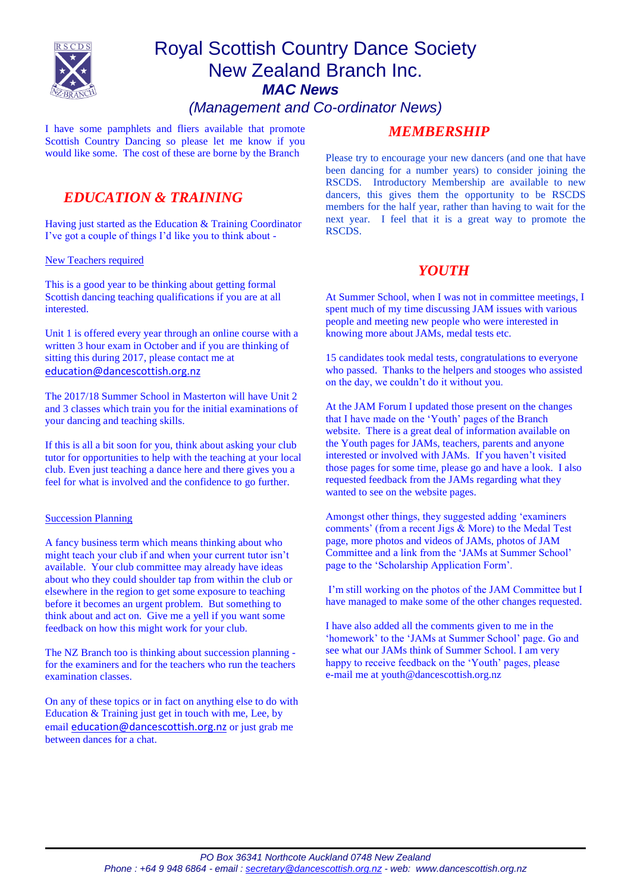# Royal Scottish Country Dance Society New Zealand Branch Inc.

## *MAC News*

## *(Management and Co-ordinator News)*

I have some pamphlets and fliers available that promote Scottish Country Dancing so please let me know if you would like some. The cost of these are borne by the Branch

## *EDUCATION & TRAINING*

Having just started as the Education & Training Coordinator I've got a couple of things I'd like you to think about -

New Teachers required

This is a good year to be thinking about getting formal Scottish dancing teaching qualifications if you are at all interested.

Unit 1 is offered every year through an online course with a written 3 hour exam in October and if you are thinking of sitting this during 2017, please contact me at education@dancescottish.org.nz

The 2017/18 Summer School in Masterton will have Unit 2 and 3 classes which train you for the initial examinations of your dancing and teaching skills.

If this is all a bit soon for you, think about asking your club tutor for opportunities to help with the teaching at your local club. Even just teaching a dance here and there gives you a feel for what is involved and the confidence to go further.

Succession Planning

A fancy business term which means thinking about who might teach your club if and when your current tutor isn't available. Your club committee may already have ideas about who they could shoulder tap from within the club or elsewhere in the region to get some exposure to teaching before it becomes an urgent problem. But something to think about and act on. Give me a yell if you want some feedback on how this might work for your club.

The NZ Branch too is thinking about succession planning - for the examiners and for the teachers who run the teachers examination classes.

On any of these topics or in fact on anything else to do with Education & Training just get in touch with me, Lee, by email education@dancescottish.org.nz or just grab me between dances for a chat.

## *MEMBERSHIP*

Please try to encourage your new dancers (and one that have been dancing for a number years) to consider joining the RSCDS. Introductory Membership are available to new dancers, this gives them the opportunity to be RSCDS members for the half year, rather than having to wait for the next year. I feel that it is a great way to promote the RSCDS.

## *YOUTH*

At Summer School, when I was not in committee meetings, I spent much of my time discussing JAM issues with various people and meeting new people who were interested in knowing more about JAMs, medal tests etc.

15 candidates took medal tests, congratulations to everyone who passed. Thanks to the helpers and stooges who assisted on the day, we couldn't do it without you.

At the JAM Forum I updated those present on the changes that I have made on the 'Youth' pages of the Branch website. There is a great deal of information available on the Youth pages for JAMs, teachers, parents and anyone interested or involved with JAMs. If you haven't visited those pages for some time, please go and have a look. I also requested feedback from the JAMs regarding what they wanted to see on the website pages.

Amongst other things, they suggested adding 'examiners comments' (from a recent Jigs & More) to the Medal Test page, more photos and videos of JAMs, photos of JAM Committee and a link from the 'JAMs at Summer School' page to the 'Scholarship Application Form'.

I'm still working on the photos of the JAM Committee but I have managed to make some of the other changes requested.

I have also added all the comments given to me in the 'homework' to the 'JAMs at Summer School' page. Go and see what our JAMs think of Summer School. I am very happy to receive feedback on the 'Youth' pages, please e-mail me at youth@dancescottish.org.nz

---

*PO Box 36341 Northcote Auckland 0748 New Zealand*
*Phone : +64 9 948 6864 - email : secretary@dancescottish.org.nz - web: www.dancescottish.org.nz*